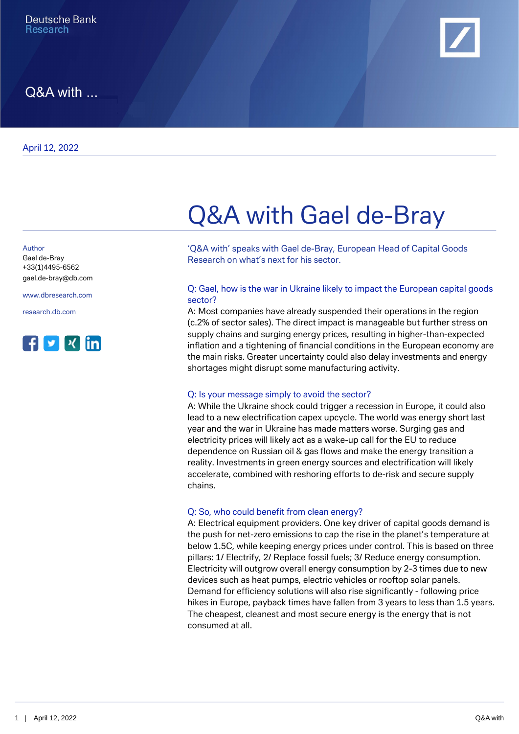Deutsche Bank
Research

Q&A with ...

April 12, 2022

# Q&A with Gael de-Bray

Author
Gael de-Bray
+33(1)4495-6562
gael.de-bray@db.com

www.dbresearch.com

research.db.com

'Q&A with' speaks with Gael de-Bray, European Head of Capital Goods Research on what's next for his sector.

**Q: Gael, how is the war in Ukraine likely to impact the European capital goods sector?**

A: Most companies have already suspended their operations in the region (c.2% of sector sales). The direct impact is manageable but further stress on supply chains and surging energy prices, resulting in higher-than-expected inflation and a tightening of financial conditions in the European economy are the main risks. Greater uncertainty could also delay investments and energy shortages might disrupt some manufacturing activity.

**Q: Is your message simply to avoid the sector?**

A: While the Ukraine shock could trigger a recession in Europe, it could also lead to a new electrification capex upcycle. The world was energy short last year and the war in Ukraine has made matters worse. Surging gas and electricity prices will likely act as a wake-up call for the EU to reduce dependence on Russian oil & gas flows and make the energy transition a reality. Investments in green energy sources and electrification will likely accelerate, combined with reshoring efforts to de-risk and secure supply chains.

**Q: So, who could benefit from clean energy?**

A: Electrical equipment providers. One key driver of capital goods demand is the push for net-zero emissions to cap the rise in the planet's temperature at below 1.5C, while keeping energy prices under control. This is based on three pillars: 1/ Electrify, 2/ Replace fossil fuels; 3/ Reduce energy consumption. Electricity will outgrow overall energy consumption by 2-3 times due to new devices such as heat pumps, electric vehicles or rooftop solar panels. Demand for efficiency solutions will also rise significantly - following price hikes in Europe, payback times have fallen from 3 years to less than 1.5 years. The cheapest, cleanest and most secure energy is the energy that is not consumed at all.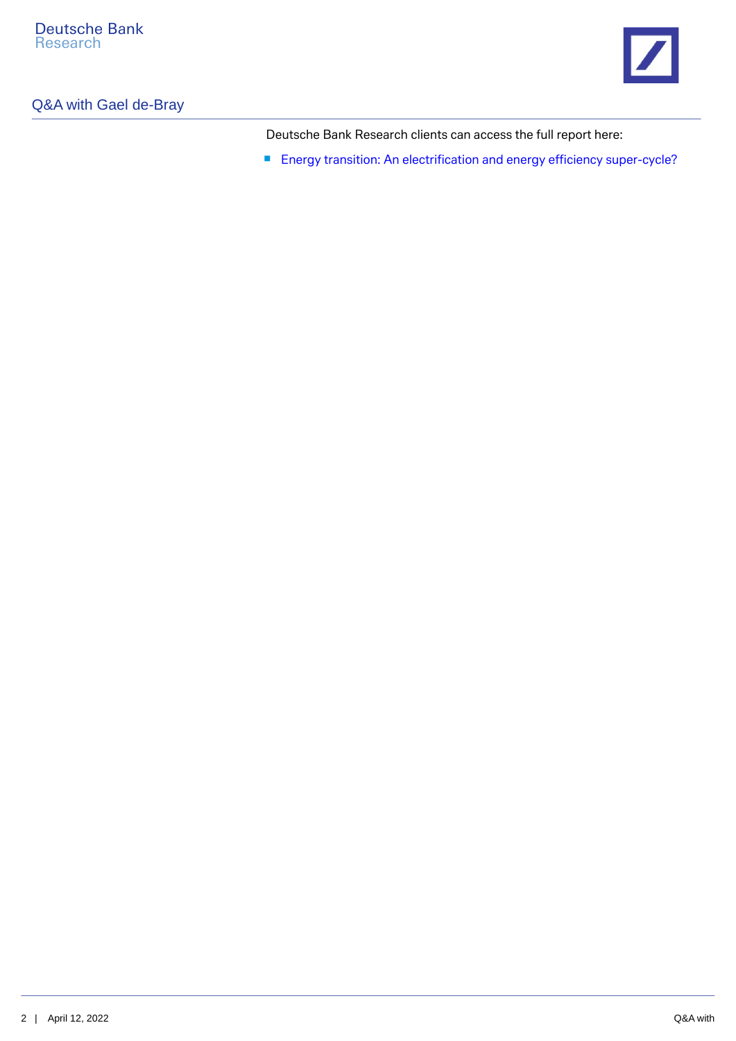Deutsche Bank Research clients can access the full report here:

- Energy transition: An electrification and energy efficiency super-cycle?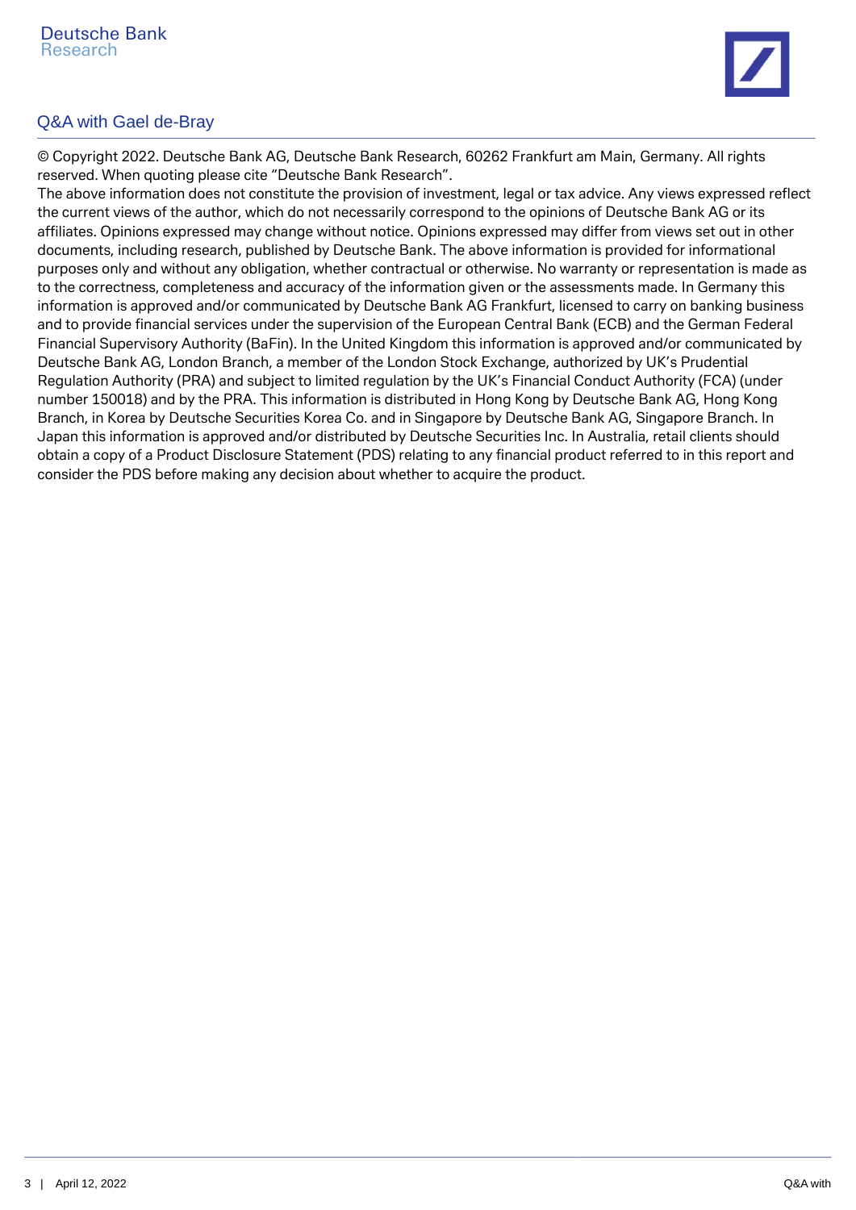© Copyright 2022. Deutsche Bank AG, Deutsche Bank Research, 60262 Frankfurt am Main, Germany. All rights reserved. When quoting please cite "Deutsche Bank Research".

The above information does not constitute the provision of investment, legal or tax advice. Any views expressed reflect the current views of the author, which do not necessarily correspond to the opinions of Deutsche Bank AG or its affiliates. Opinions expressed may change without notice. Opinions expressed may differ from views set out in other documents, including research, published by Deutsche Bank. The above information is provided for informational purposes only and without any obligation, whether contractual or otherwise. No warranty or representation is made as to the correctness, completeness and accuracy of the information given or the assessments made. In Germany this information is approved and/or communicated by Deutsche Bank AG Frankfurt, licensed to carry on banking business and to provide financial services under the supervision of the European Central Bank (ECB) and the German Federal Financial Supervisory Authority (BaFin). In the United Kingdom this information is approved and/or communicated by Deutsche Bank AG, London Branch, a member of the London Stock Exchange, authorized by UK's Prudential Regulation Authority (PRA) and subject to limited regulation by the UK's Financial Conduct Authority (FCA) (under number 150018) and by the PRA. This information is distributed in Hong Kong by Deutsche Bank AG, Hong Kong Branch, in Korea by Deutsche Securities Korea Co. and in Singapore by Deutsche Bank AG, Singapore Branch. In Japan this information is approved and/or distributed by Deutsche Securities Inc. In Australia, retail clients should obtain a copy of a Product Disclosure Statement (PDS) relating to any financial product referred to in this report and consider the PDS before making any decision about whether to acquire the product.